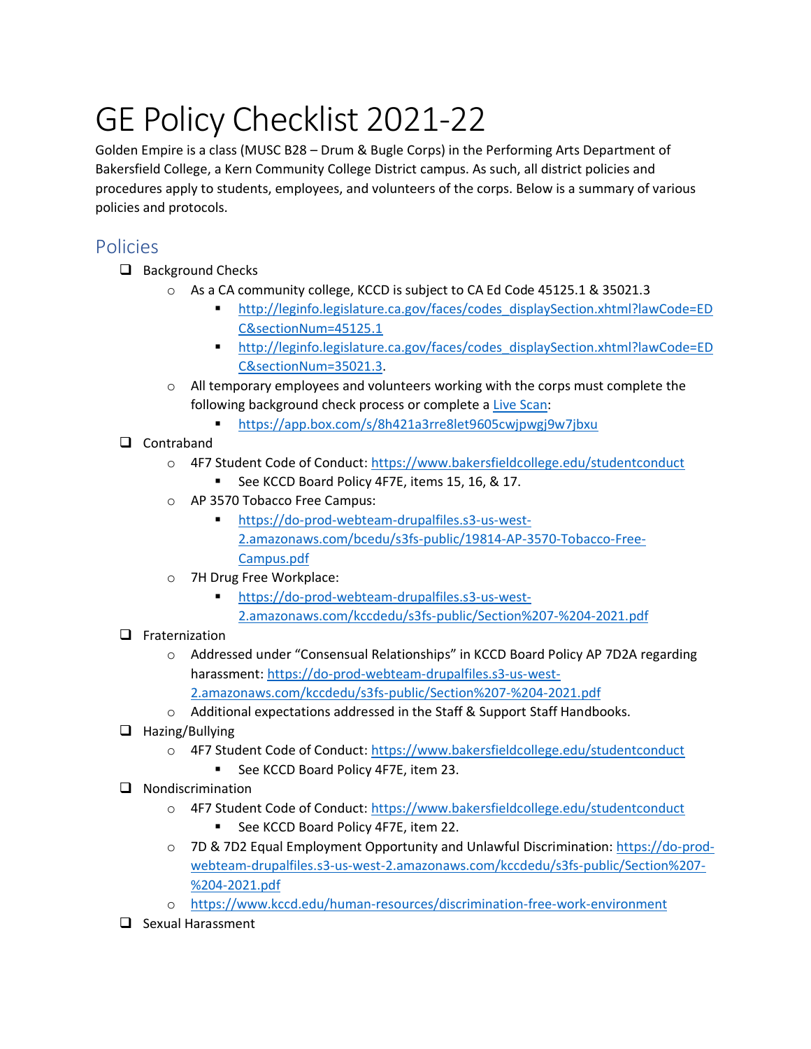# GE Policy Checklist 2021-22

Golden Empire is a class (MUSC B28 – Drum & Bugle Corps) in the Performing Arts Department of Bakersfield College, a Kern Community College District campus. As such, all district policies and procedures apply to students, employees, and volunteers of the corps. Below is a summary of various policies and protocols.

## Policies

- ❑ Background Checks
  - As a CA community college, KCCD is subject to CA Ed Code 45125.1 & 35021.3
    - http://leginfo.legislature.ca.gov/faces/codes_displaySection.xhtml?lawCode=EDC&sectionNum=45125.1
    - http://leginfo.legislature.ca.gov/faces/codes_displaySection.xhtml?lawCode=EDC&sectionNum=35021.3.
  - All temporary employees and volunteers working with the corps must complete the following background check process or complete a Live Scan:
    - https://app.box.com/s/8h421a3rre8let9605cwjpwgj9w7jbxu
- ❑ Contraband
  - 4F7 Student Code of Conduct: https://www.bakersfieldcollege.edu/studentconduct
    - See KCCD Board Policy 4F7E, items 15, 16, & 17.
  - AP 3570 Tobacco Free Campus:
    - https://do-prod-webteam-drupalfiles.s3-us-west-2.amazonaws.com/bcedu/s3fs-public/19814-AP-3570-Tobacco-Free-Campus.pdf
  - 7H Drug Free Workplace:
    - https://do-prod-webteam-drupalfiles.s3-us-west-2.amazonaws.com/kccdedu/s3fs-public/Section%207-%204-2021.pdf
- ❑ Fraternization
  - Addressed under "Consensual Relationships" in KCCD Board Policy AP 7D2A regarding harassment: https://do-prod-webteam-drupalfiles.s3-us-west-2.amazonaws.com/kccdedu/s3fs-public/Section%207-%204-2021.pdf
  - Additional expectations addressed in the Staff & Support Staff Handbooks.
- ❑ Hazing/Bullying
  - 4F7 Student Code of Conduct: https://www.bakersfieldcollege.edu/studentconduct
    - See KCCD Board Policy 4F7E, item 23.
- ❑ Nondiscrimination
  - 4F7 Student Code of Conduct: https://www.bakersfieldcollege.edu/studentconduct
    - See KCCD Board Policy 4F7E, item 22.
  - 7D & 7D2 Equal Employment Opportunity and Unlawful Discrimination: https://do-prod-webteam-drupalfiles.s3-us-west-2.amazonaws.com/kccdedu/s3fs-public/Section%207-%204-2021.pdf
  - https://www.kccd.edu/human-resources/discrimination-free-work-environment
- ❑ Sexual Harassment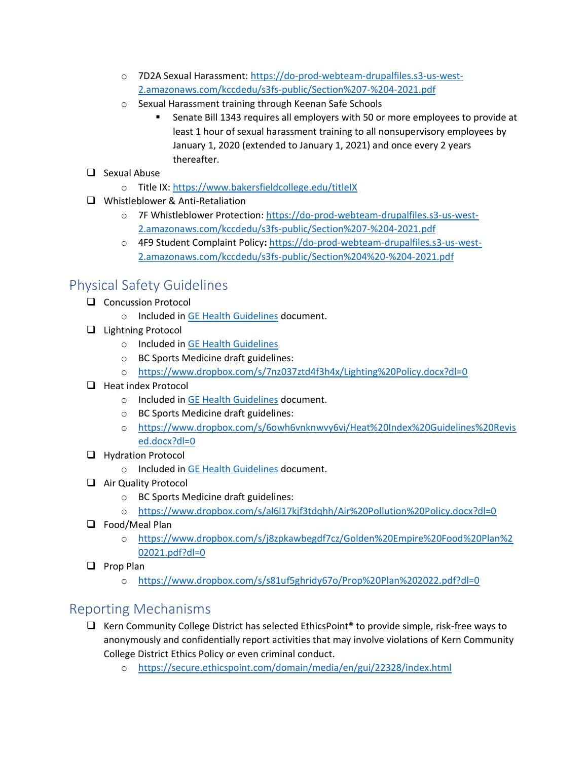- 7D2A Sexual Harassment: https://do-prod-webteam-drupalfiles.s3-us-west-2.amazonaws.com/kccdedu/s3fs-public/Section%207-%204-2021.pdf
- Sexual Harassment training through Keenan Safe Schools
  - Senate Bill 1343 requires all employers with 50 or more employees to provide at least 1 hour of sexual harassment training to all nonsupervisory employees by January 1, 2020 (extended to January 1, 2021) and once every 2 years thereafter.

- [ ] Sexual Abuse
  - Title IX: https://www.bakersfieldcollege.edu/titleIX
- [ ] Whistleblower & Anti-Retaliation
  - 7F Whistleblower Protection: https://do-prod-webteam-drupalfiles.s3-us-west-2.amazonaws.com/kccdedu/s3fs-public/Section%207-%204-2021.pdf
  - 4F9 Student Complaint Policy**:** https://do-prod-webteam-drupalfiles.s3-us-west-2.amazonaws.com/kccdedu/s3fs-public/Section%204%20-%204-2021.pdf

## Physical Safety Guidelines

- [ ] Concussion Protocol
  - Included in GE Health Guidelines document.
- [ ] Lightning Protocol
  - Included in GE Health Guidelines
  - BC Sports Medicine draft guidelines:
  - https://www.dropbox.com/s/7nz037ztd4f3h4x/Lighting%20Policy.docx?dl=0
- [ ] Heat index Protocol
  - Included in GE Health Guidelines document.
  - BC Sports Medicine draft guidelines:
  - https://www.dropbox.com/s/6owh6vnknwvy6vi/Heat%20Index%20Guidelines%20Revised.docx?dl=0
- [ ] Hydration Protocol
  - Included in GE Health Guidelines document.
- [ ] Air Quality Protocol
  - BC Sports Medicine draft guidelines:
  - https://www.dropbox.com/s/al6l17kjf3tdqhh/Air%20Pollution%20Policy.docx?dl=0
- [ ] Food/Meal Plan
  - https://www.dropbox.com/s/j8zpkawbegdf7cz/Golden%20Empire%20Food%20Plan%202021.pdf?dl=0
- [ ] Prop Plan
  - https://www.dropbox.com/s/s81uf5ghridy67o/Prop%20Plan%202022.pdf?dl=0

## Reporting Mechanisms

- [ ] Kern Community College District has selected EthicsPoint® to provide simple, risk-free ways to anonymously and confidentially report activities that may involve violations of Kern Community College District Ethics Policy or even criminal conduct.
  - https://secure.ethicspoint.com/domain/media/en/gui/22328/index.html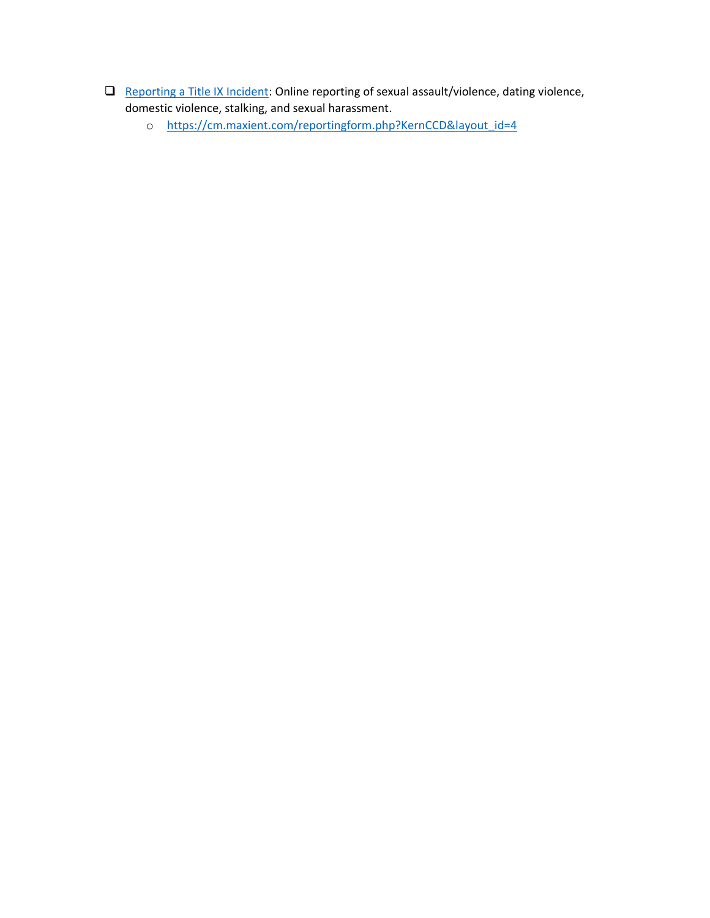- [ ] [Reporting a Title IX Incident](https://cm.maxient.com/reportingform.php?KernCCD&layout_id=4): Online reporting of sexual assault/violence, dating violence, domestic violence, stalking, and sexual harassment.
    - https://cm.maxient.com/reportingform.php?KernCCD&layout_id=4